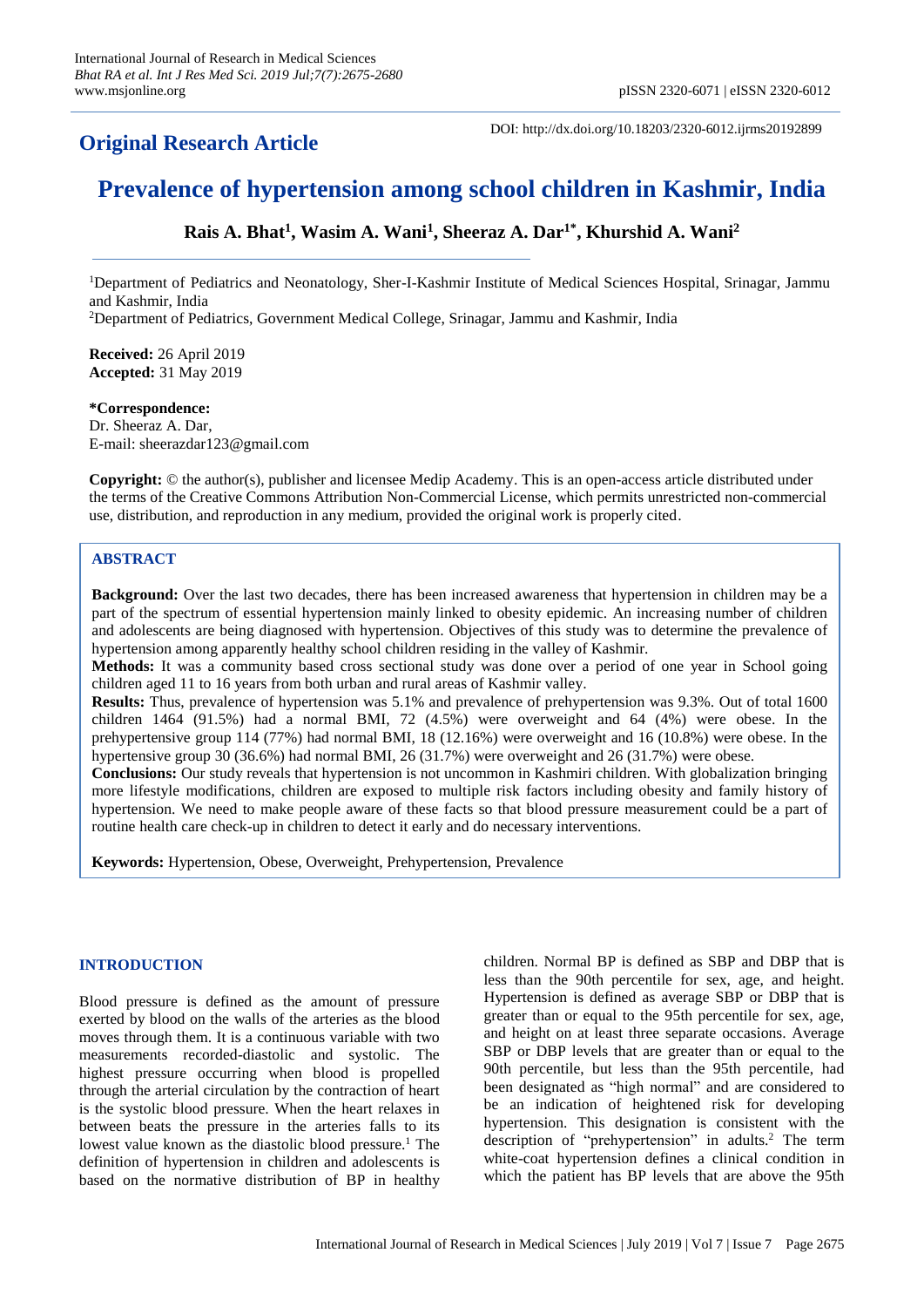**Original Research Article**

DOI: http://dx.doi.org/10.18203/2320-6012.ijrms20192899

# Prevalence of hypertension among school children in Kashmir, India

**Rais A. Bhat[1], Wasim A. Wani[1], Sheeraz A. Dar[1*], Khurshid A. Wani[2]**

[1]Department of Pediatrics and Neonatology, Sher-I-Kashmir Institute of Medical Sciences Hospital, Srinagar, Jammu and Kashmir, India

[2]Department of Pediatrics, Government Medical College, Srinagar, Jammu and Kashmir, India

**Received:** 26 April 2019
**Accepted:** 31 May 2019

**\*Correspondence:**
Dr. Sheeraz A. Dar,
E-mail: sheerazdar123@gmail.com

**Copyright:** © the author(s), publisher and licensee Medip Academy. This is an open-access article distributed under the terms of the Creative Commons Attribution Non-Commercial License, which permits unrestricted non-commercial use, distribution, and reproduction in any medium, provided the original work is properly cited.

## ABSTRACT

**Background:** Over the last two decades, there has been increased awareness that hypertension in children may be a part of the spectrum of essential hypertension mainly linked to obesity epidemic. An increasing number of children and adolescents are being diagnosed with hypertension. Objectives of this study was to determine the prevalence of hypertension among apparently healthy school children residing in the valley of Kashmir.

**Methods:** It was a community based cross sectional study was done over a period of one year in School going children aged 11 to 16 years from both urban and rural areas of Kashmir valley.

**Results:** Thus, prevalence of hypertension was 5.1% and prevalence of prehypertension was 9.3%. Out of total 1600 children 1464 (91.5%) had a normal BMI, 72 (4.5%) were overweight and 64 (4%) were obese. In the prehypertensive group 114 (77%) had normal BMI, 18 (12.16%) were overweight and 16 (10.8%) were obese. In the hypertensive group 30 (36.6%) had normal BMI, 26 (31.7%) were overweight and 26 (31.7%) were obese.

**Conclusions:** Our study reveals that hypertension is not uncommon in Kashmiri children. With globalization bringing more lifestyle modifications, children are exposed to multiple risk factors including obesity and family history of hypertension. We need to make people aware of these facts so that blood pressure measurement could be a part of routine health care check-up in children to detect it early and do necessary interventions.

**Keywords:** Hypertension, Obese, Overweight, Prehypertension, Prevalence

## INTRODUCTION

Blood pressure is defined as the amount of pressure exerted by blood on the walls of the arteries as the blood moves through them. It is a continuous variable with two measurements recorded-diastolic and systolic. The highest pressure occurring when blood is propelled through the arterial circulation by the contraction of heart is the systolic blood pressure. When the heart relaxes in between beats the pressure in the arteries falls to its lowest value known as the diastolic blood pressure.[1] The definition of hypertension in children and adolescents is based on the normative distribution of BP in healthy children. Normal BP is defined as SBP and DBP that is less than the 90th percentile for sex, age, and height. Hypertension is defined as average SBP or DBP that is greater than or equal to the 95th percentile for sex, age, and height on at least three separate occasions. Average SBP or DBP levels that are greater than or equal to the 90th percentile, but less than the 95th percentile, had been designated as "high normal" and are considered to be an indication of heightened risk for developing hypertension. This designation is consistent with the description of "prehypertension" in adults.[2] The term white-coat hypertension defines a clinical condition in which the patient has BP levels that are above the 95th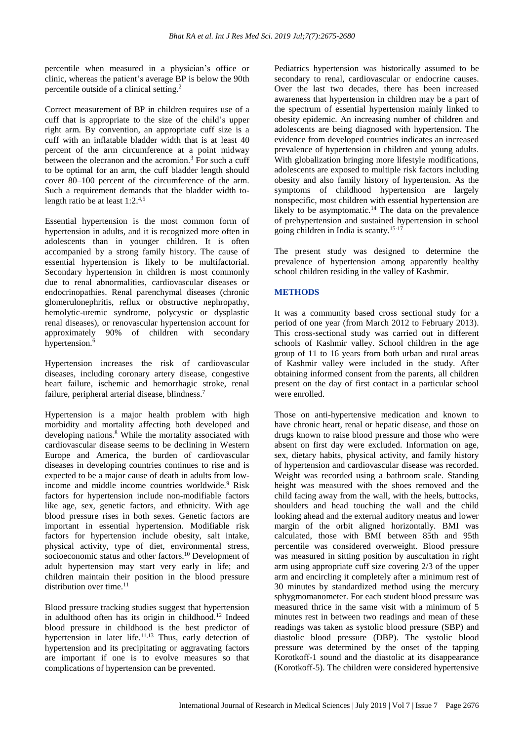percentile when measured in a physician's office or clinic, whereas the patient's average BP is below the 90th percentile outside of a clinical setting.[2]

Correct measurement of BP in children requires use of a cuff that is appropriate to the size of the child's upper right arm. By convention, an appropriate cuff size is a cuff with an inflatable bladder width that is at least 40 percent of the arm circumference at a point midway between the olecranon and the acromion.[3] For such a cuff to be optimal for an arm, the cuff bladder length should cover 80–100 percent of the circumference of the arm. Such a requirement demands that the bladder width to-length ratio be at least 1:2.[4,5]

Essential hypertension is the most common form of hypertension in adults, and it is recognized more often in adolescents than in younger children. It is often accompanied by a strong family history. The cause of essential hypertension is likely to be multifactorial. Secondary hypertension in children is most commonly due to renal abnormalities, cardiovascular diseases or endocrinopathies. Renal parenchymal diseases (chronic glomerulonephritis, reflux or obstructive nephropathy, hemolytic-uremic syndrome, polycystic or dysplastic renal diseases), or renovascular hypertension account for approximately 90% of children with secondary hypertension.[6]

Hypertension increases the risk of cardiovascular diseases, including coronary artery disease, congestive heart failure, ischemic and hemorrhagic stroke, renal failure, peripheral arterial disease, blindness.[7]

Hypertension is a major health problem with high morbidity and mortality affecting both developed and developing nations.[8] While the mortality associated with cardiovascular disease seems to be declining in Western Europe and America, the burden of cardiovascular diseases in developing countries continues to rise and is expected to be a major cause of death in adults from low-income and middle income countries worldwide.[9] Risk factors for hypertension include non-modifiable factors like age, sex, genetic factors, and ethnicity. With age blood pressure rises in both sexes. Genetic factors are important in essential hypertension. Modifiable risk factors for hypertension include obesity, salt intake, physical activity, type of diet, environmental stress, socioeconomic status and other factors.[10] Development of adult hypertension may start very early in life; and children maintain their position in the blood pressure distribution over time.[11]

Blood pressure tracking studies suggest that hypertension in adulthood often has its origin in childhood.[12] Indeed blood pressure in childhood is the best predictor of hypertension in later life.[11,13] Thus, early detection of hypertension and its precipitating or aggravating factors are important if one is to evolve measures so that complications of hypertension can be prevented.

Pediatrics hypertension was historically assumed to be secondary to renal, cardiovascular or endocrine causes. Over the last two decades, there has been increased awareness that hypertension in children may be a part of the spectrum of essential hypertension mainly linked to obesity epidemic. An increasing number of children and adolescents are being diagnosed with hypertension. The evidence from developed countries indicates an increased prevalence of hypertension in children and young adults. With globalization bringing more lifestyle modifications, adolescents are exposed to multiple risk factors including obesity and also family history of hypertension. As the symptoms of childhood hypertension are largely nonspecific, most children with essential hypertension are likely to be asymptomatic.[14] The data on the prevalence of prehypertension and sustained hypertension in school going children in India is scanty.[15-17]

The present study was designed to determine the prevalence of hypertension among apparently healthy school children residing in the valley of Kashmir.

## METHODS

It was a community based cross sectional study for a period of one year (from March 2012 to February 2013). This cross-sectional study was carried out in different schools of Kashmir valley. School children in the age group of 11 to 16 years from both urban and rural areas of Kashmir valley were included in the study. After obtaining informed consent from the parents, all children present on the day of first contact in a particular school were enrolled.

Those on anti-hypertensive medication and known to have chronic heart, renal or hepatic disease, and those on drugs known to raise blood pressure and those who were absent on first day were excluded. Information on age, sex, dietary habits, physical activity, and family history of hypertension and cardiovascular disease was recorded. Weight was recorded using a bathroom scale. Standing height was measured with the shoes removed and the child facing away from the wall, with the heels, buttocks, shoulders and head touching the wall and the child looking ahead and the external auditory meatus and lower margin of the orbit aligned horizontally. BMI was calculated, those with BMI between 85th and 95th percentile was considered overweight. Blood pressure was measured in sitting position by auscultation in right arm using appropriate cuff size covering 2/3 of the upper arm and encircling it completely after a minimum rest of 30 minutes by standardized method using the mercury sphygmomanometer. For each student blood pressure was measured thrice in the same visit with a minimum of 5 minutes rest in between two readings and mean of these readings was taken as systolic blood pressure (SBP) and diastolic blood pressure (DBP). The systolic blood pressure was determined by the onset of the tapping Korotkoff-1 sound and the diastolic at its disappearance (Korotkoff-5). The children were considered hypertensive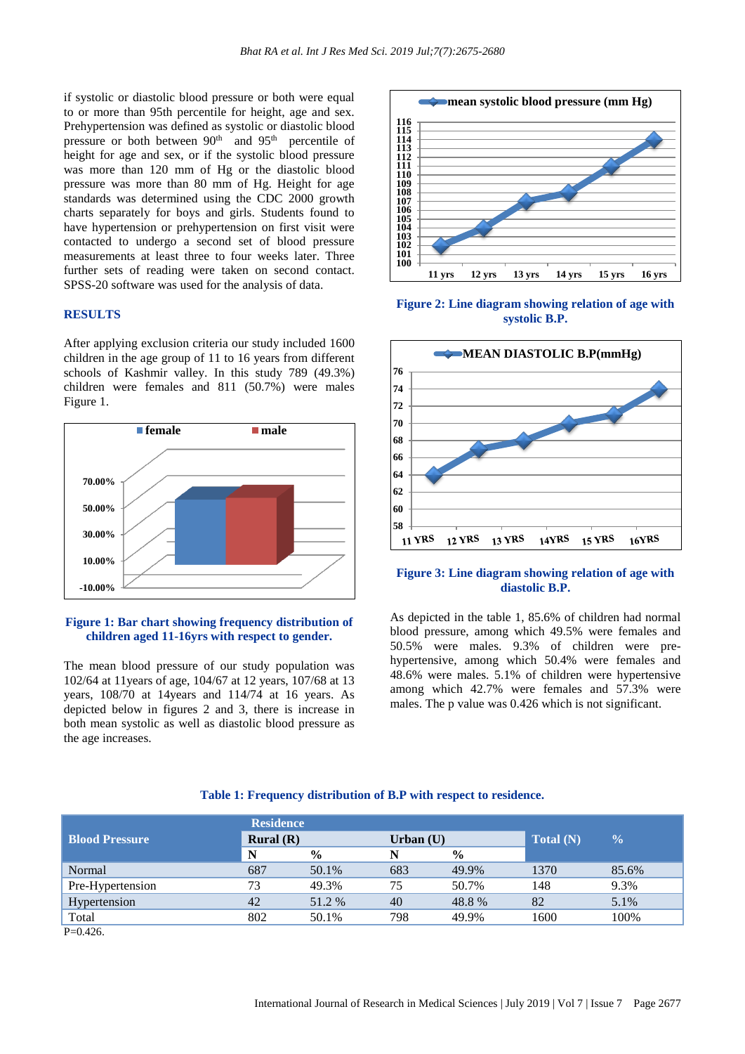if systolic or diastolic blood pressure or both were equal to or more than 95th percentile for height, age and sex. Prehypertension was defined as systolic or diastolic blood pressure or both between 90th and 95th percentile of height for age and sex, or if the systolic blood pressure was more than 120 mm of Hg or the diastolic blood pressure was more than 80 mm of Hg. Height for age standards was determined using the CDC 2000 growth charts separately for boys and girls. Students found to have hypertension or prehypertension on first visit were contacted to undergo a second set of blood pressure measurements at least three to four weeks later. Three further sets of reading were taken on second contact. SPSS-20 software was used for the analysis of data.

## RESULTS

After applying exclusion criteria our study included 1600 children in the age group of 11 to 16 years from different schools of Kashmir valley. In this study 789 (49.3%) children were females and 811 (50.7%) were males Figure 1.

**Figure 1: Bar chart showing frequency distribution of children aged 11-16yrs with respect to gender.**

The mean blood pressure of our study population was 102/64 at 11years of age, 104/67 at 12 years, 107/68 at 13 years, 108/70 at 14years and 114/74 at 16 years. As depicted below in figures 2 and 3, there is increase in both mean systolic as well as diastolic blood pressure as the age increases.

**Figure 2: Line diagram showing relation of age with systolic B.P.**

**Figure 3: Line diagram showing relation of age with diastolic B.P.**

As depicted in the table 1, 85.6% of children had normal blood pressure, among which 49.5% were females and 50.5% were males. 9.3% of children were pre-hypertensive, among which 50.4% were females and 48.6% were males. 5.1% of children were hypertensive among which 42.7% were females and 57.3% were males. The p value was 0.426 which is not significant.

**Table 1: Frequency distribution of B.P with respect to residence.**

| Blood Pressure | Residence | | | | Total (N) | % |
|---|---|---|---|---|---|---|
| | Rural (R) | | Urban (U) | | | |
| | N | % | N | % | | |
| Normal | 687 | 50.1% | 683 | 49.9% | 1370 | 85.6% |
| Pre-Hypertension | 73 | 49.3% | 75 | 50.7% | 148 | 9.3% |
| Hypertension | 42 | 51.2 % | 40 | 48.8 % | 82 | 5.1% |
| Total | 802 | 50.1% | 798 | 49.9% | 1600 | 100% |

P=0.426.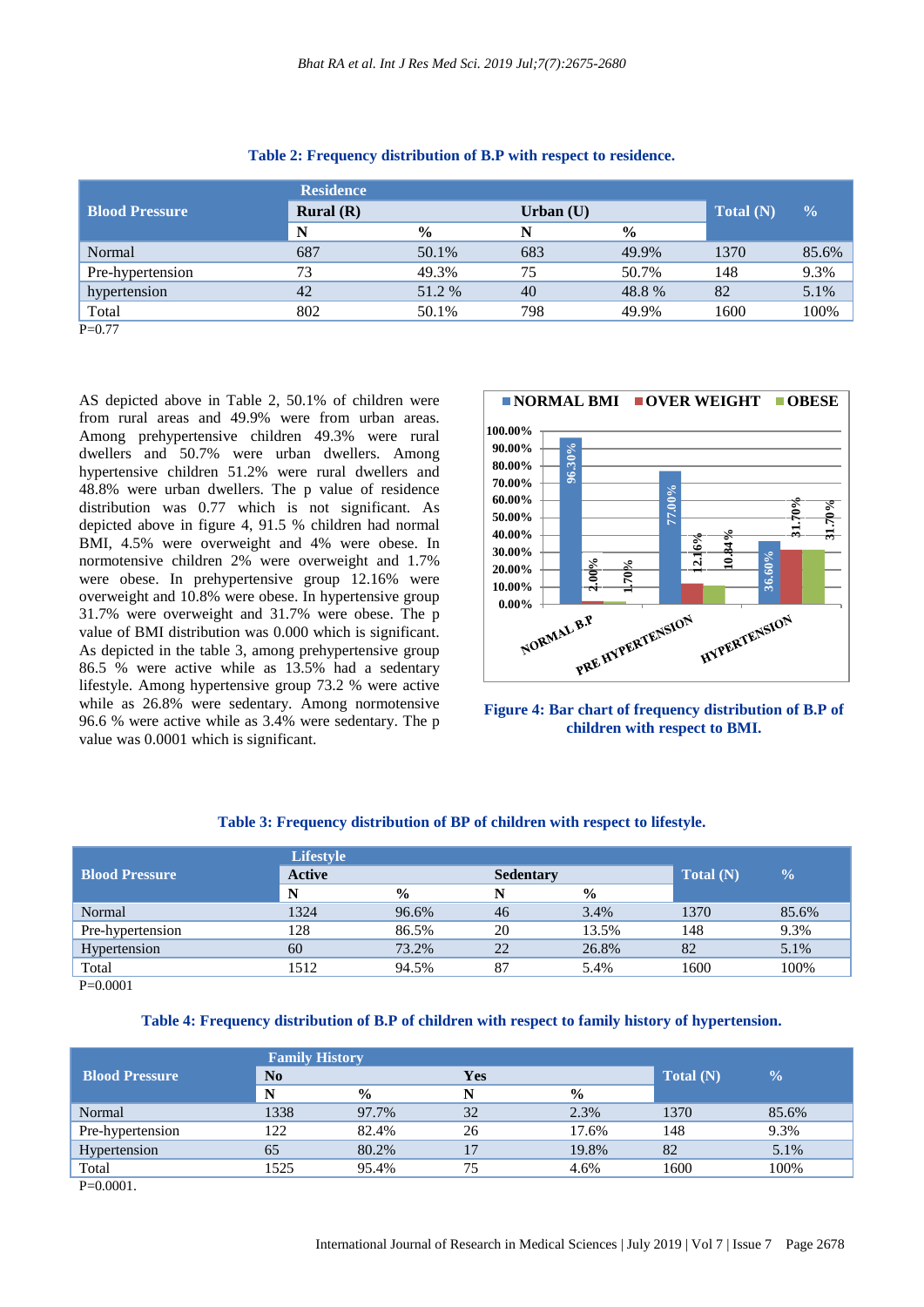**Table 2: Frequency distribution of B.P with respect to residence.**

| Blood Pressure | Residence | | | | Total (N) | % |
|---|---|---|---|---|---|---|
| | Rural (R) | | Urban (U) | | | |
| | N | % | N | % | | |
| Normal | 687 | 50.1% | 683 | 49.9% | 1370 | 85.6% |
| Pre-hypertension | 73 | 49.3% | 75 | 50.7% | 148 | 9.3% |
| hypertension | 42 | 51.2 % | 40 | 48.8 % | 82 | 5.1% |
| Total | 802 | 50.1% | 798 | 49.9% | 1600 | 100% |

P=0.77

AS depicted above in Table 2, 50.1% of children were from rural areas and 49.9% were from urban areas. Among prehypertensive children 49.3% were rural dwellers and 50.7% were urban dwellers. Among hypertensive children 51.2% were rural dwellers and 48.8% were urban dwellers. The p value of residence distribution was 0.77 which is not significant. As depicted above in figure 4, 91.5 % children had normal BMI, 4.5% were overweight and 4% were obese. In normotensive children 2% were overweight and 1.7% were obese. In prehypertensive group 12.16% were overweight and 10.8% were obese. In hypertensive group 31.7% were overweight and 31.7% were obese. The p value of BMI distribution was 0.000 which is significant. As depicted in the table 3, among prehypertensive group 86.5 % were active while as 13.5% had a sedentary lifestyle. Among hypertensive group 73.2 % were active while as 26.8% were sedentary. Among normotensive 96.6 % were active while as 3.4% were sedentary. The p value was 0.0001 which is significant.

**Figure 4: Bar chart of frequency distribution of B.P of children with respect to BMI.**

**Table 3: Frequency distribution of BP of children with respect to lifestyle.**

| Blood Pressure | Lifestyle | | | | Total (N) | % |
|---|---|---|---|---|---|---|
| | Active | | Sedentary | | | |
| | N | % | N | % | | |
| Normal | 1324 | 96.6% | 46 | 3.4% | 1370 | 85.6% |
| Pre-hypertension | 128 | 86.5% | 20 | 13.5% | 148 | 9.3% |
| Hypertension | 60 | 73.2% | 22 | 26.8% | 82 | 5.1% |
| Total | 1512 | 94.5% | 87 | 5.4% | 1600 | 100% |

P=0.0001

**Table 4: Frequency distribution of B.P of children with respect to family history of hypertension.**

| Blood Pressure | Family History | | | | Total (N) | % |
|---|---|---|---|---|---|---|
| | No | | Yes | | | |
| | N | % | N | % | | |
| Normal | 1338 | 97.7% | 32 | 2.3% | 1370 | 85.6% |
| Pre-hypertension | 122 | 82.4% | 26 | 17.6% | 148 | 9.3% |
| Hypertension | 65 | 80.2% | 17 | 19.8% | 82 | 5.1% |
| Total | 1525 | 95.4% | 75 | 4.6% | 1600 | 100% |

P=0.0001.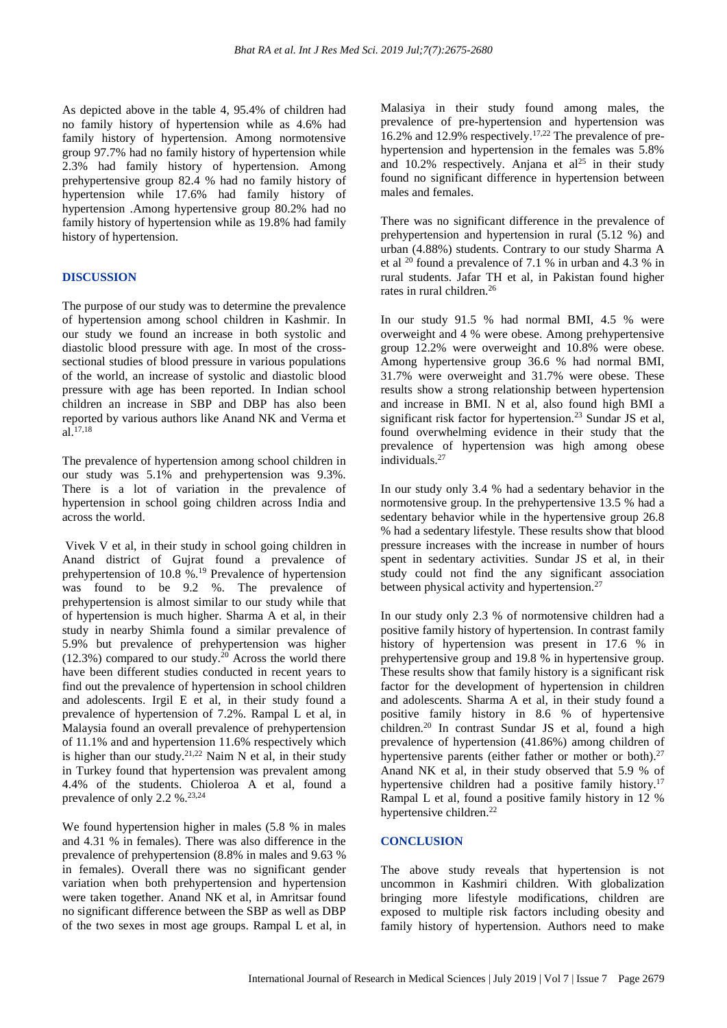As depicted above in the table 4, 95.4% of children had no family history of hypertension while as 4.6% had family history of hypertension. Among normotensive group 97.7% had no family history of hypertension while 2.3% had family history of hypertension. Among prehypertensive group 82.4 % had no family history of hypertension while 17.6% had family history of hypertension .Among hypertensive group 80.2% had no family history of hypertension while as 19.8% had family history of hypertension.

## DISCUSSION

The purpose of our study was to determine the prevalence of hypertension among school children in Kashmir. In our study we found an increase in both systolic and diastolic blood pressure with age. In most of the cross-sectional studies of blood pressure in various populations of the world, an increase of systolic and diastolic blood pressure with age has been reported. In Indian school children an increase in SBP and DBP has also been reported by various authors like Anand NK and Verma et al.[17,18]

The prevalence of hypertension among school children in our study was 5.1% and prehypertension was 9.3%. There is a lot of variation in the prevalence of hypertension in school going children across India and across the world.

Vivek V et al, in their study in school going children in Anand district of Gujrat found a prevalence of prehypertension of 10.8 %.[19] Prevalence of hypertension was found to be 9.2 %. The prevalence of prehypertension is almost similar to our study while that of hypertension is much higher. Sharma A et al, in their study in nearby Shimla found a similar prevalence of 5.9% but prevalence of prehypertension was higher (12.3%) compared to our study.[20] Across the world there have been different studies conducted in recent years to find out the prevalence of hypertension in school children and adolescents. Irgil E et al, in their study found a prevalence of hypertension of 7.2%. Rampal L et al, in Malaysia found an overall prevalence of prehypertension of 11.1% and and hypertension 11.6% respectively which is higher than our study.[21,22] Naim N et al, in their study in Turkey found that hypertension was prevalent among 4.4% of the students. Chioleroa A et al, found a prevalence of only 2.2 %.[23,24]

We found hypertension higher in males (5.8 % in males and 4.31 % in females). There was also difference in the prevalence of prehypertension (8.8% in males and 9.63 % in females). Overall there was no significant gender variation when both prehypertension and hypertension were taken together. Anand NK et al, in Amritsar found no significant difference between the SBP as well as DBP of the two sexes in most age groups. Rampal L et al, in Malasiya in their study found among males, the prevalence of pre-hypertension and hypertension was 16.2% and 12.9% respectively.[17,22] The prevalence of pre-hypertension and hypertension in the females was 5.8% and 10.2% respectively. Anjana et al[25] in their study found no significant difference in hypertension between males and females.

There was no significant difference in the prevalence of prehypertension and hypertension in rural (5.12 %) and urban (4.88%) students. Contrary to our study Sharma A et al [20] found a prevalence of 7.1 % in urban and 4.3 % in rural students. Jafar TH et al, in Pakistan found higher rates in rural children.[26]

In our study 91.5 % had normal BMI, 4.5 % were overweight and 4 % were obese. Among prehypertensive group 12.2% were overweight and 10.8% were obese. Among hypertensive group 36.6 % had normal BMI, 31.7% were overweight and 31.7% were obese. These results show a strong relationship between hypertension and increase in BMI. N et al, also found high BMI a significant risk factor for hypertension.[23] Sundar JS et al, found overwhelming evidence in their study that the prevalence of hypertension was high among obese individuals.[27]

In our study only 3.4 % had a sedentary behavior in the normotensive group. In the prehypertensive 13.5 % had a sedentary behavior while in the hypertensive group 26.8 % had a sedentary lifestyle. These results show that blood pressure increases with the increase in number of hours spent in sedentary activities. Sundar JS et al, in their study could not find the any significant association between physical activity and hypertension.[27]

In our study only 2.3 % of normotensive children had a positive family history of hypertension. In contrast family history of hypertension was present in 17.6 % in prehypertensive group and 19.8 % in hypertensive group. These results show that family history is a significant risk factor for the development of hypertension in children and adolescents. Sharma A et al, in their study found a positive family history in 8.6 % of hypertensive children.[20] In contrast Sundar JS et al, found a high prevalence of hypertension (41.86%) among children of hypertensive parents (either father or mother or both).[27] Anand NK et al, in their study observed that 5.9 % of hypertensive children had a positive family history.[17] Rampal L et al, found a positive family history in 12 % hypertensive children.[22]

## CONCLUSION

The above study reveals that hypertension is not uncommon in Kashmiri children. With globalization bringing more lifestyle modifications, children are exposed to multiple risk factors including obesity and family history of hypertension. Authors need to make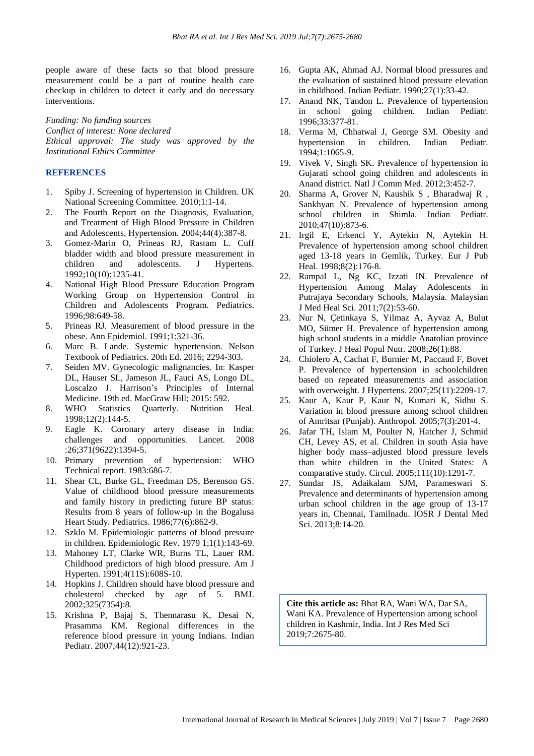people aware of these facts so that blood pressure measurement could be a part of routine health care checkup in children to detect it early and do necessary interventions.

*Funding: No funding sources*
*Conflict of interest: None declared*
*Ethical approval: The study was approved by the Institutional Ethics Committee*

## REFERENCES

1. Spiby J. Screening of hypertension in Children. UK National Screening Committee. 2010;1:1-14.
2. The Fourth Report on the Diagnosis, Evaluation, and Treatment of High Blood Pressure in Children and Adolescents, Hypertension. 2004;44(4):387-8.
3. Gomez-Marin O, Prineas RJ, Rastam L. Cuff bladder width and blood pressure measurement in children and adolescents. J Hypertens. 1992;10(10):1235-41.
4. National High Blood Pressure Education Program Working Group on Hypertension Control in Children and Adolescents Program. Pediatrics. 1996;98:649-58.
5. Prineas RJ. Measurement of blood pressure in the obese. Ann Epidemiol. 1991;1:321-36.
6. Marc B. Lande. Systemic hypertension. Nelson Textbook of Pediatrics. 20th Ed. 2016; 2294-303.
7. Seiden MV. Gynecologic malignancies. In: Kasper DL, Hauser SL, Jameson JL, Fauci AS, Longo DL, Loscalzo J. Harrison's Principles of Internal Medicine. 19th ed. MacGraw Hill; 2015: 592.
8. WHO Statistics Quarterly. Nutrition Heal. 1998;12(2):144-5.
9. Eagle K. Coronary artery disease in India: challenges and opportunities. Lancet. 2008 :26;371(9622):1394-5.
10. Primary prevention of hypertension: WHO Technical report. 1983:686-7.
11. Shear CL, Burke GL, Freedman DS, Berenson GS. Value of childhood blood pressure measurements and family history in predicting future BP status: Results from 8 years of follow-up in the Bogalusa Heart Study. Pediatrics. 1986;77(6):862-9.
12. Szklo M. Epidemiologic patterns of blood pressure in children. Epidemiologic Rev. 1979 1;1(1):143-69.
13. Mahoney LT, Clarke WR, Burns TL, Lauer RM. Childhood predictors of high blood pressure. Am J Hyperten. 1991;4(11S):608S-10.
14. Hopkins J. Children should have blood pressure and cholesterol checked by age of 5. BMJ. 2002;325(7354):8.
15. Krishna P, Bajaj S, Thennarasu K, Desai N, Prasamma KM. Regional differences in the reference blood pressure in young Indians. Indian Pediatr. 2007;44(12):921-23.
16. Gupta AK, Ahmad AJ. Normal blood pressures and the evaluation of sustained blood pressure elevation in childhood. Indian Pediatr. 1990;27(1):33-42.
17. Anand NK, Tandon L. Prevalence of hypertension in school going children. Indian Pediatr. 1996;33:377-81.
18. Verma M, Chhatwal J, George SM. Obesity and hypertension in children. Indian Pediatr. 1994;1:1065-9.
19. Vivek V, Singh SK. Prevalence of hypertension in Gujarati school going children and adolescents in Anand district. Natl J Comm Med. 2012;3:452-7.
20. Sharma A, Grover N, Kaushik S , Bharadwaj R , Sankhyan N. Prevalence of hypertension among school children in Shimla. Indian Pediatr. 2010;47(10):873-6.
21. Irgil E, Erkenci Y, Aytekin N, Aytekin H. Prevalence of hypertension among school children aged 13-18 years in Gemlik, Turkey. Eur J Pub Heal. 1998;8(2):176-8.
22. Rampal L, Ng KC, Izzati IN. Prevalence of Hypertension Among Malay Adolescents in Putrajaya Secondary Schools, Malaysia. Malaysian J Med Heal Sci. 2011;7(2):53-60.
23. Nur N, Çetinkaya S, Yilmaz A, Ayvaz A, Bulut MO, Sümer H. Prevalence of hypertension among high school students in a middle Anatolian province of Turkey. J Heal Popul Nutr. 2008;26(1):88.
24. Chiolero A, Cachat F, Burnier M, Paccaud F, Bovet P. Prevalence of hypertension in schoolchildren based on repeated measurements and association with overweight. J Hypertens. 2007;25(11):2209-17.
25. Kaur A, Kaur P, Kaur N, Kumari K, Sidhu S. Variation in blood pressure among school children of Amritsar (Punjab). Anthropol. 2005;7(3):201-4.
26. Jafar TH, Islam M, Poulter N, Hatcher J, Schmid CH, Levey AS, et al. Children in south Asia have higher body mass–adjusted blood pressure levels than white children in the United States: A comparative study. Circul. 2005;111(10):1291-7.
27. Sundar JS, Adaikalam SJM, Parameswari S. Prevalence and determinants of hypertension among urban school children in the age group of 13-17 years in, Chennai, Tamilnadu. IOSR J Dental Med Sci. 2013;8:14-20.

**Cite this article as:** Bhat RA, Wani WA, Dar SA, Wani KA. Prevalence of Hypertension among school children in Kashmir, India. Int J Res Med Sci 2019;7:2675-80.